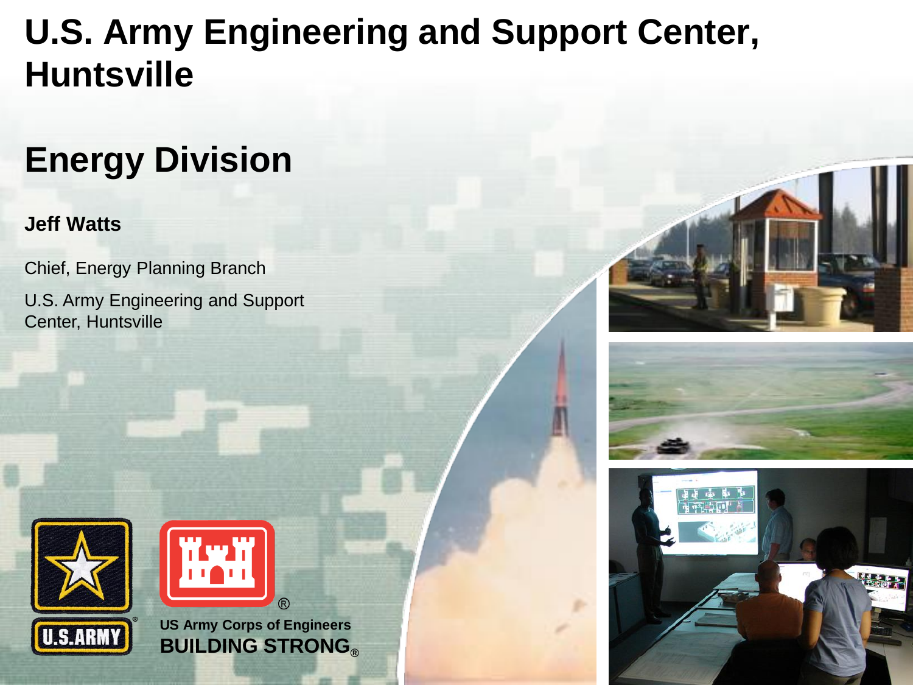# U.S. Army Engineering and Support Center, Huntsville

## Energy Division

**Jeff Watts**

Chief, Energy Planning Branch

U.S. Army Engineering and Support Center, Huntsville

US Army Corps of Engineers
**BUILDING STRONG®**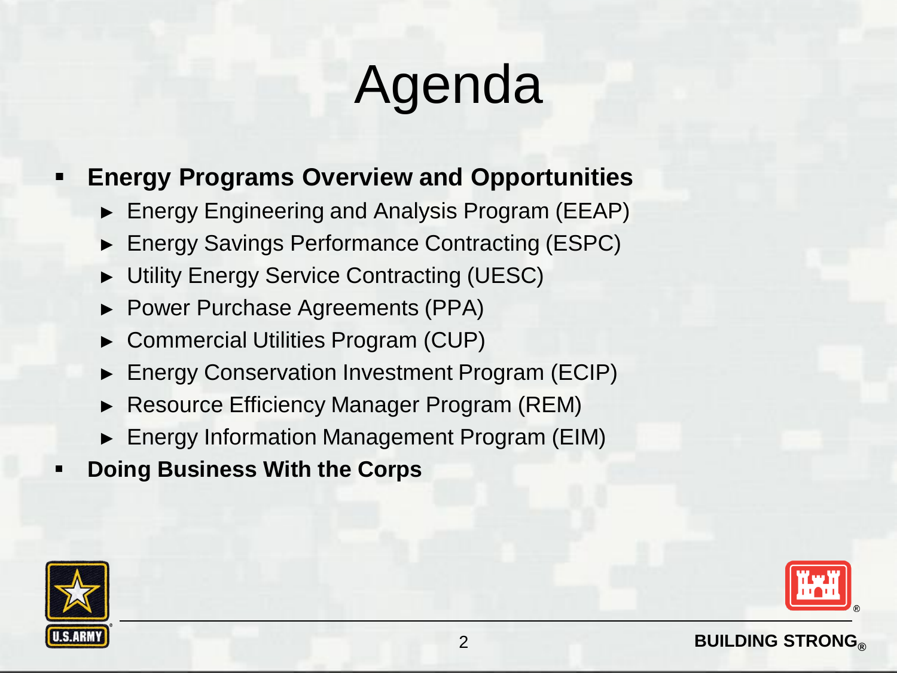# Agenda

- **Energy Programs Overview and Opportunities**
  - Energy Engineering and Analysis Program (EEAP)
  - Energy Savings Performance Contracting (ESPC)
  - Utility Energy Service Contracting (UESC)
  - Power Purchase Agreements (PPA)
  - Commercial Utilities Program (CUP)
  - Energy Conservation Investment Program (ECIP)
  - Resource Efficiency Manager Program (REM)
  - Energy Information Management Program (EIM)
- **Doing Business With the Corps**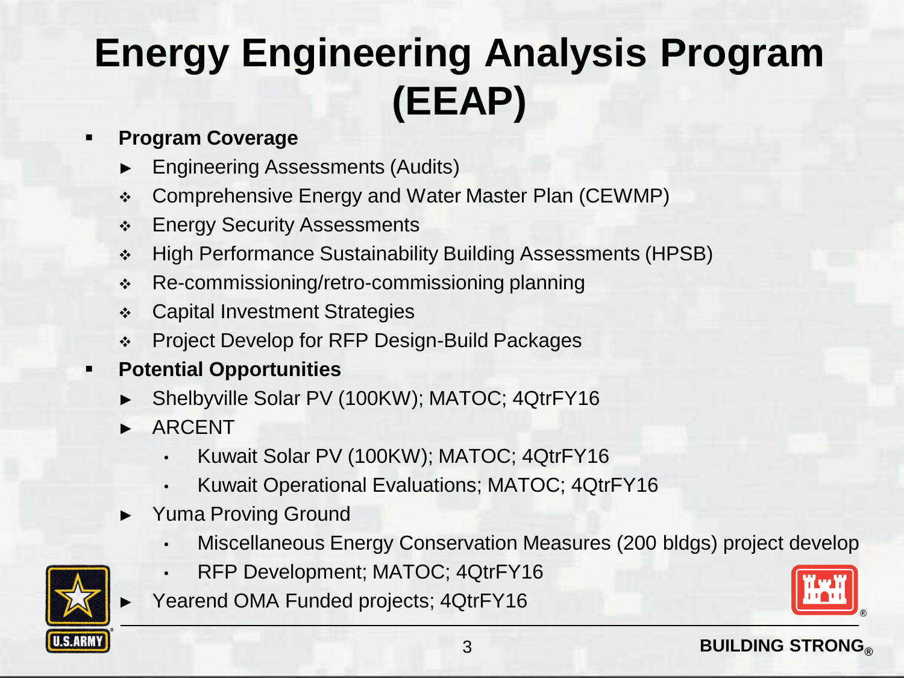# Energy Engineering Analysis Program (EEAP)

- **Program Coverage**
  - Engineering Assessments (Audits)
  - Comprehensive Energy and Water Master Plan (CEWMP)
  - Energy Security Assessments
  - High Performance Sustainability Building Assessments (HPSB)
  - Re-commissioning/retro-commissioning planning
  - Capital Investment Strategies
  - Project Develop for RFP Design-Build Packages
- **Potential Opportunities**
  - Shelbyville Solar PV (100KW); MATOC; 4QtrFY16
  - ARCENT
    - Kuwait Solar PV (100KW); MATOC; 4QtrFY16
    - Kuwait Operational Evaluations; MATOC; 4QtrFY16
  - Yuma Proving Ground
    - Miscellaneous Energy Conservation Measures (200 bldgs) project develop
    - RFP Development; MATOC; 4QtrFY16
  - Yearend OMA Funded projects; 4QtrFY16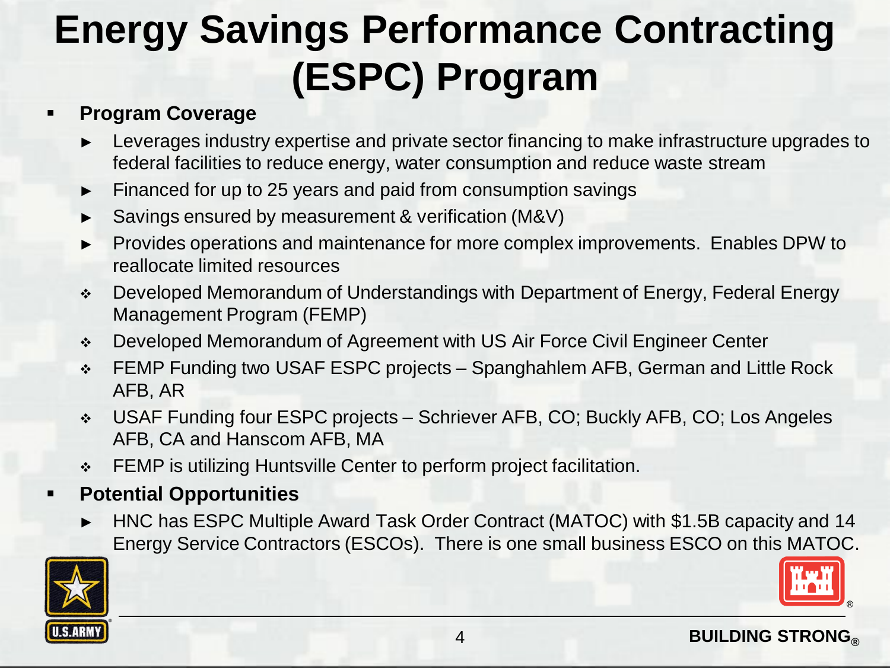# Energy Savings Performance Contracting (ESPC) Program

- **Program Coverage**
  - Leverages industry expertise and private sector financing to make infrastructure upgrades to federal facilities to reduce energy, water consumption and reduce waste stream
  - Financed for up to 25 years and paid from consumption savings
  - Savings ensured by measurement & verification (M&V)
  - Provides operations and maintenance for more complex improvements. Enables DPW to reallocate limited resources
  - Developed Memorandum of Understandings with Department of Energy, Federal Energy Management Program (FEMP)
  - Developed Memorandum of Agreement with US Air Force Civil Engineer Center
  - FEMP Funding two USAF ESPC projects – Spanghahlem AFB, German and Little Rock AFB, AR
  - USAF Funding four ESPC projects – Schriever AFB, CO; Buckly AFB, CO; Los Angeles AFB, CA and Hanscom AFB, MA
  - FEMP is utilizing Huntsville Center to perform project facilitation.
- **Potential Opportunities**
  - HNC has ESPC Multiple Award Task Order Contract (MATOC) with $1.5B capacity and 14 Energy Service Contractors (ESCOs). There is one small business ESCO on this MATOC.

BUILDING STRONG®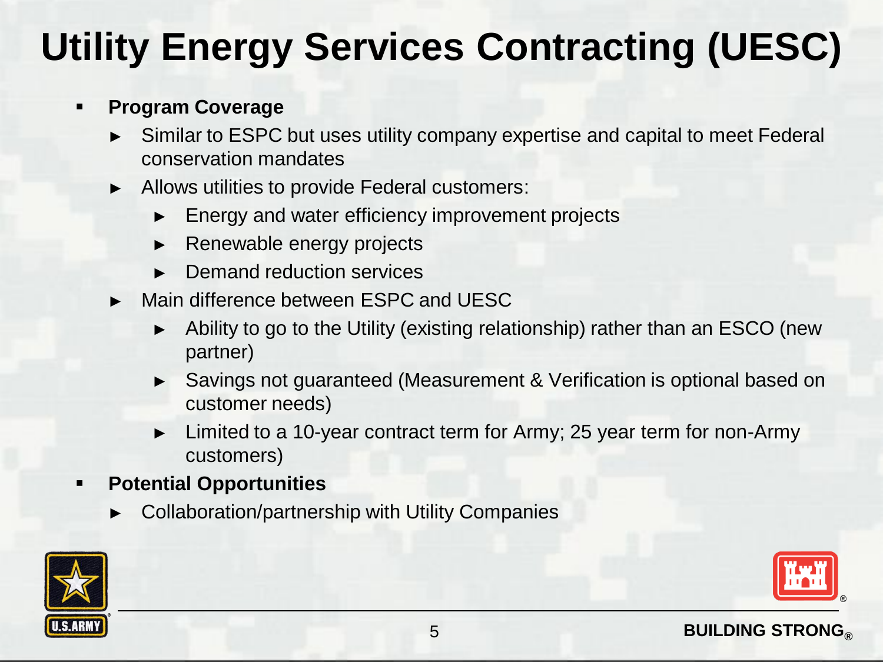# Utility Energy Services Contracting (UESC)

- **Program Coverage**
  - Similar to ESPC but uses utility company expertise and capital to meet Federal conservation mandates
  - Allows utilities to provide Federal customers:
    - Energy and water efficiency improvement projects
    - Renewable energy projects
    - Demand reduction services
  - Main difference between ESPC and UESC
    - Ability to go to the Utility (existing relationship) rather than an ESCO (new partner)
    - Savings not guaranteed (Measurement & Verification is optional based on customer needs)
    - Limited to a 10-year contract term for Army; 25 year term for non-Army customers)
- **Potential Opportunities**
  - Collaboration/partnership with Utility Companies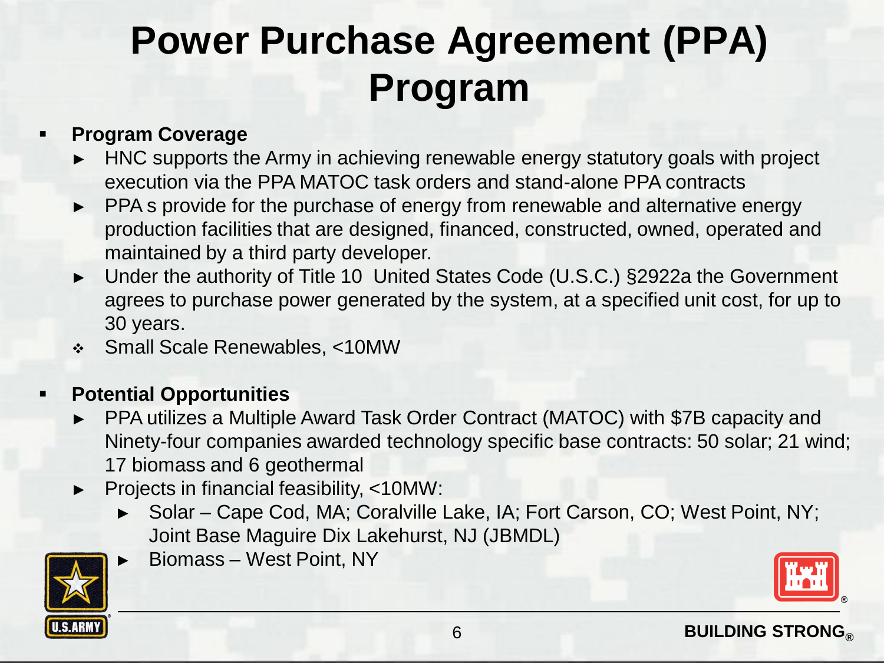# Power Purchase Agreement (PPA) Program

- **Program Coverage**
  - HNC supports the Army in achieving renewable energy statutory goals with project execution via the PPA MATOC task orders and stand-alone PPA contracts
  - PPA s provide for the purchase of energy from renewable and alternative energy production facilities that are designed, financed, constructed, owned, operated and maintained by a third party developer.
  - Under the authority of Title 10 United States Code (U.S.C.) §2922a the Government agrees to purchase power generated by the system, at a specified unit cost, for up to 30 years.
  - Small Scale Renewables, <10MW

- **Potential Opportunities**
  - PPA utilizes a Multiple Award Task Order Contract (MATOC) with $7B capacity and Ninety-four companies awarded technology specific base contracts: 50 solar; 21 wind; 17 biomass and 6 geothermal
  - Projects in financial feasibility, <10MW:
    - Solar – Cape Cod, MA; Coralville Lake, IA; Fort Carson, CO; West Point, NY; Joint Base Maguire Dix Lakehurst, NJ (JBMDL)
    - Biomass – West Point, NY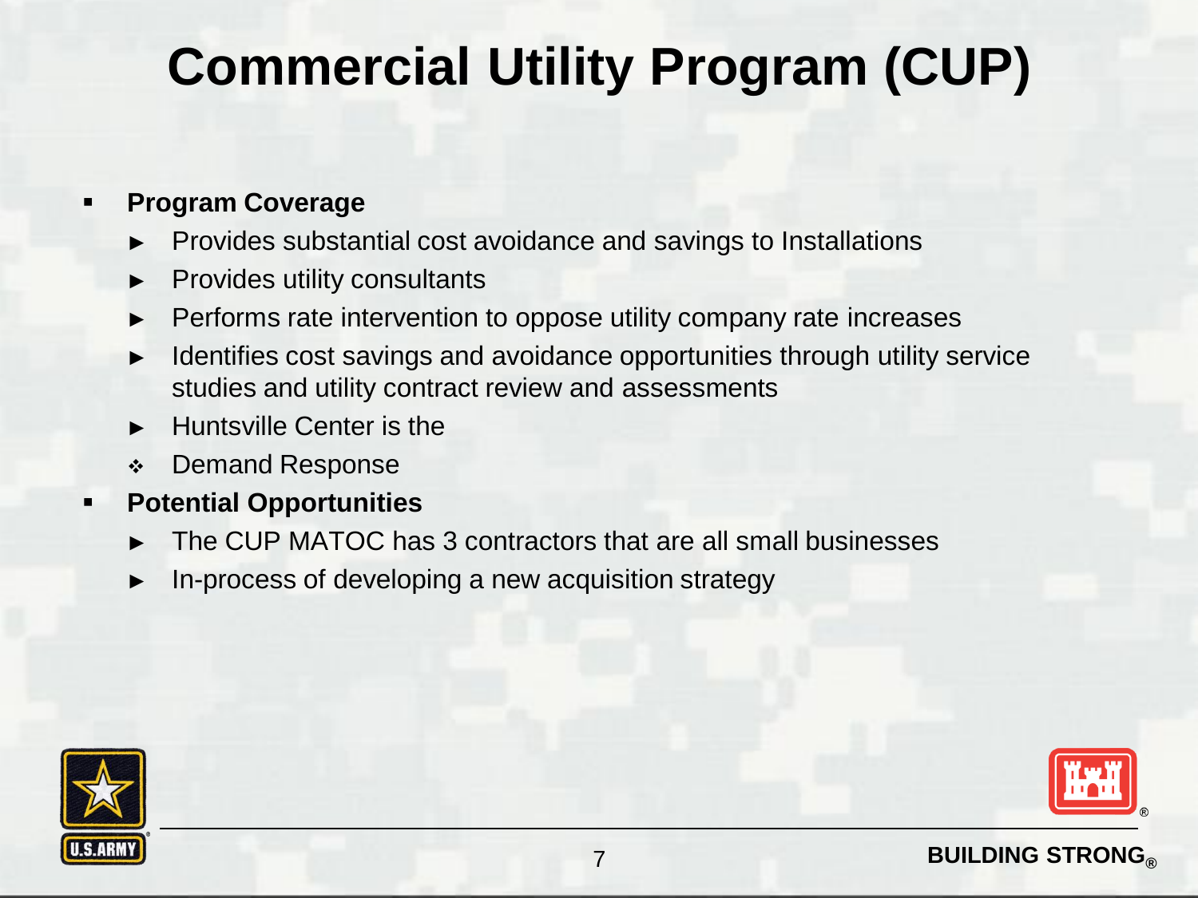# Commercial Utility Program (CUP)

- **Program Coverage**
  - Provides substantial cost avoidance and savings to Installations
  - Provides utility consultants
  - Performs rate intervention to oppose utility company rate increases
  - Identifies cost savings and avoidance opportunities through utility service studies and utility contract review and assessments
  - Huntsville Center is the
  - Demand Response
- **Potential Opportunities**
  - The CUP MATOC has 3 contractors that are all small businesses
  - In-process of developing a new acquisition strategy

BUILDING STRONG®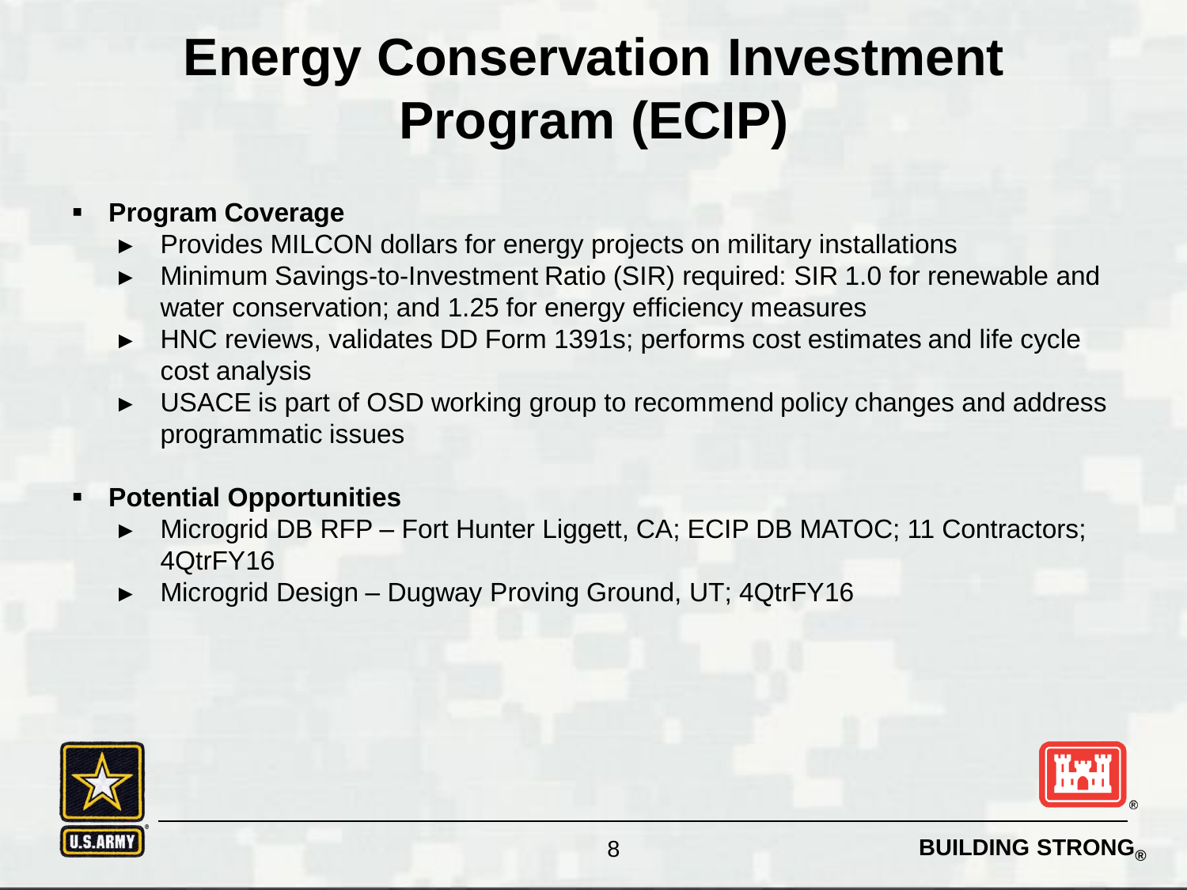# Energy Conservation Investment Program (ECIP)

- **Program Coverage**
  - Provides MILCON dollars for energy projects on military installations
  - Minimum Savings-to-Investment Ratio (SIR) required: SIR 1.0 for renewable and water conservation; and 1.25 for energy efficiency measures
  - HNC reviews, validates DD Form 1391s; performs cost estimates and life cycle cost analysis
  - USACE is part of OSD working group to recommend policy changes and address programmatic issues

- **Potential Opportunities**
  - Microgrid DB RFP – Fort Hunter Liggett, CA; ECIP DB MATOC; 11 Contractors; 4QtrFY16
  - Microgrid Design – Dugway Proving Ground, UT; 4QtrFY16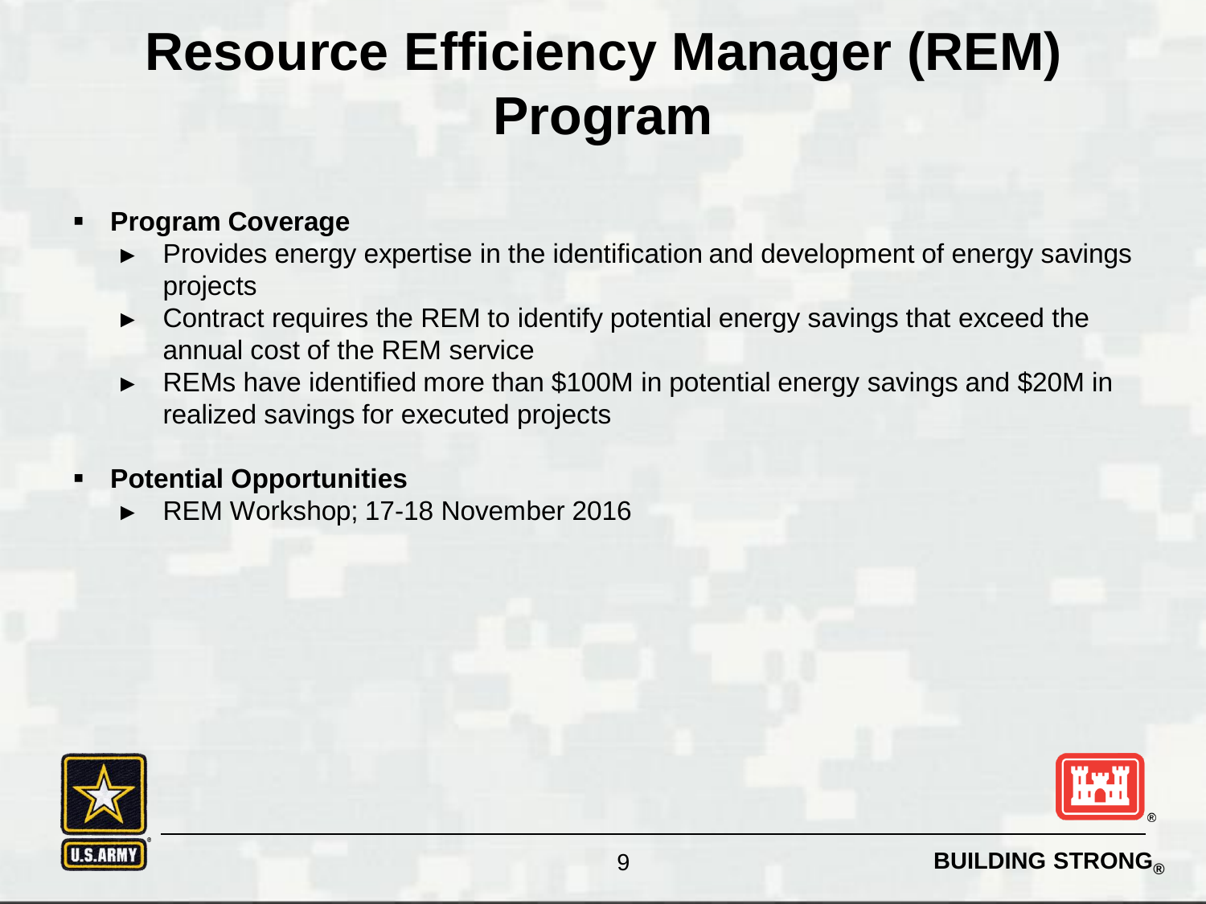# Resource Efficiency Manager (REM) Program

- **Program Coverage**
  - Provides energy expertise in the identification and development of energy savings projects
  - Contract requires the REM to identify potential energy savings that exceed the annual cost of the REM service
  - REMs have identified more than $100M in potential energy savings and $20M in realized savings for executed projects
- **Potential Opportunities**
  - REM Workshop; 17-18 November 2016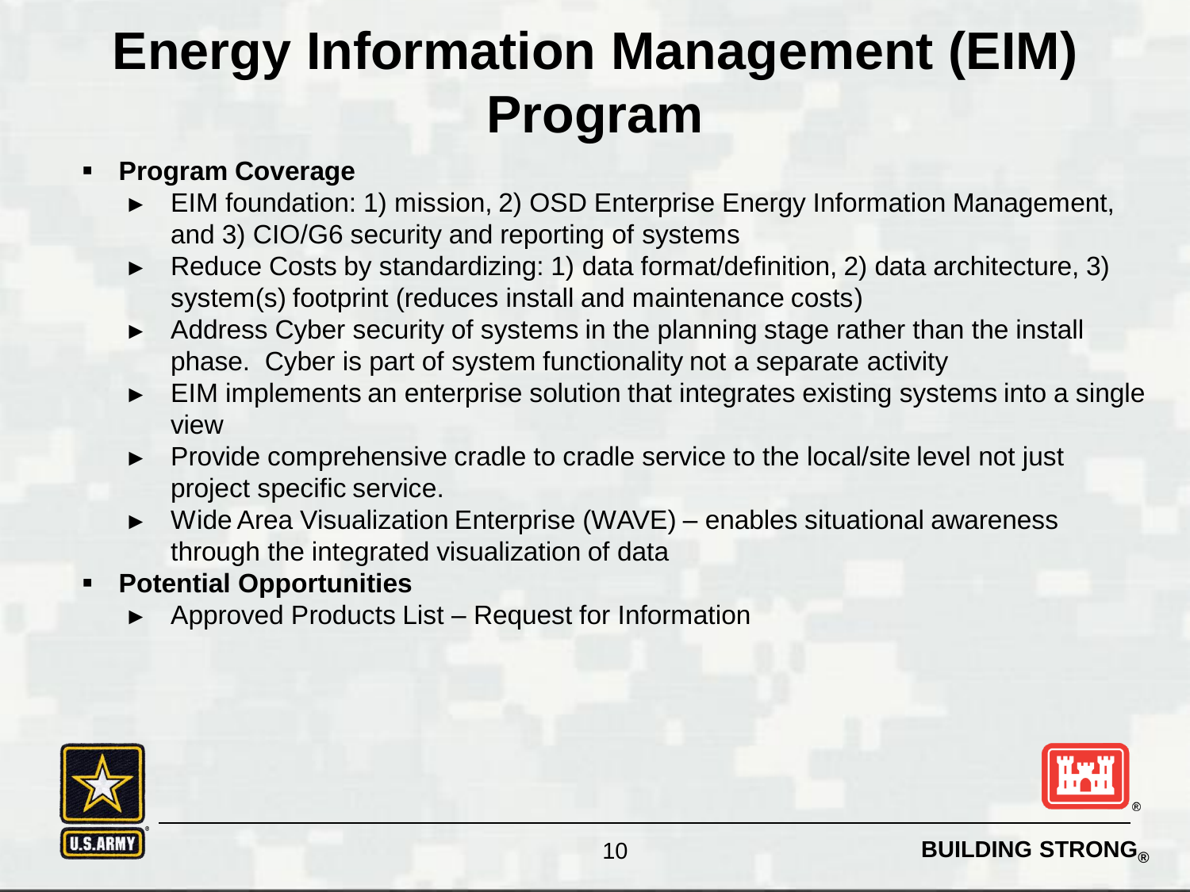# Energy Information Management (EIM) Program

- **Program Coverage**
  - EIM foundation: 1) mission, 2) OSD Enterprise Energy Information Management, and 3) CIO/G6 security and reporting of systems
  - Reduce Costs by standardizing: 1) data format/definition, 2) data architecture, 3) system(s) footprint (reduces install and maintenance costs)
  - Address Cyber security of systems in the planning stage rather than the install phase. Cyber is part of system functionality not a separate activity
  - EIM implements an enterprise solution that integrates existing systems into a single view
  - Provide comprehensive cradle to cradle service to the local/site level not just project specific service.
  - Wide Area Visualization Enterprise (WAVE) – enables situational awareness through the integrated visualization of data
- **Potential Opportunities**
  - Approved Products List – Request for Information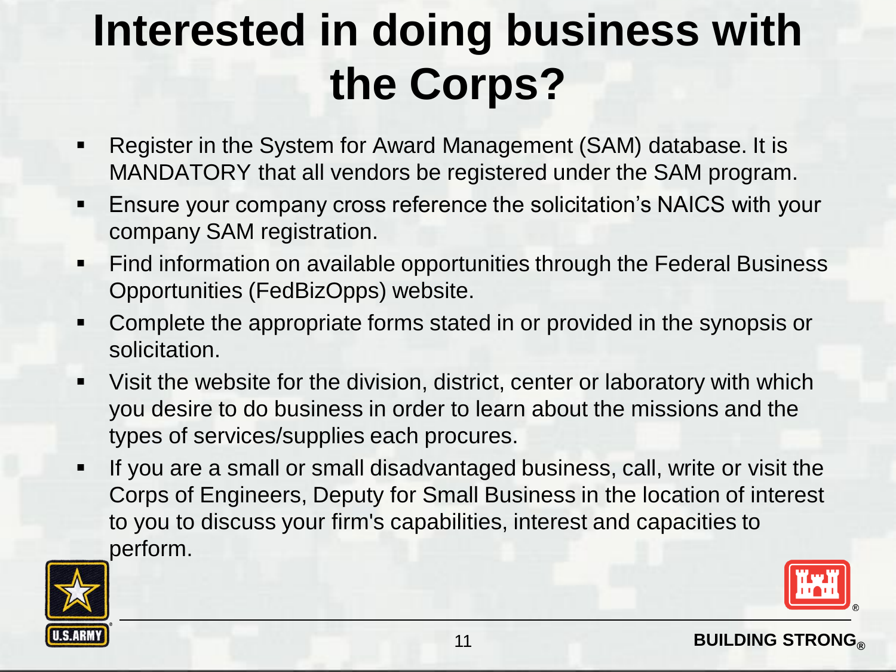# Interested in doing business with the Corps?

- Register in the System for Award Management (SAM) database. It is MANDATORY that all vendors be registered under the SAM program.
- Ensure your company cross reference the solicitation's NAICS with your company SAM registration.
- Find information on available opportunities through the Federal Business Opportunities (FedBizOpps) website.
- Complete the appropriate forms stated in or provided in the synopsis or solicitation.
- Visit the website for the division, district, center or laboratory with which you desire to do business in order to learn about the missions and the types of services/supplies each procures.
- If you are a small or small disadvantaged business, call, write or visit the Corps of Engineers, Deputy for Small Business in the location of interest to you to discuss your firm's capabilities, interest and capacities to perform.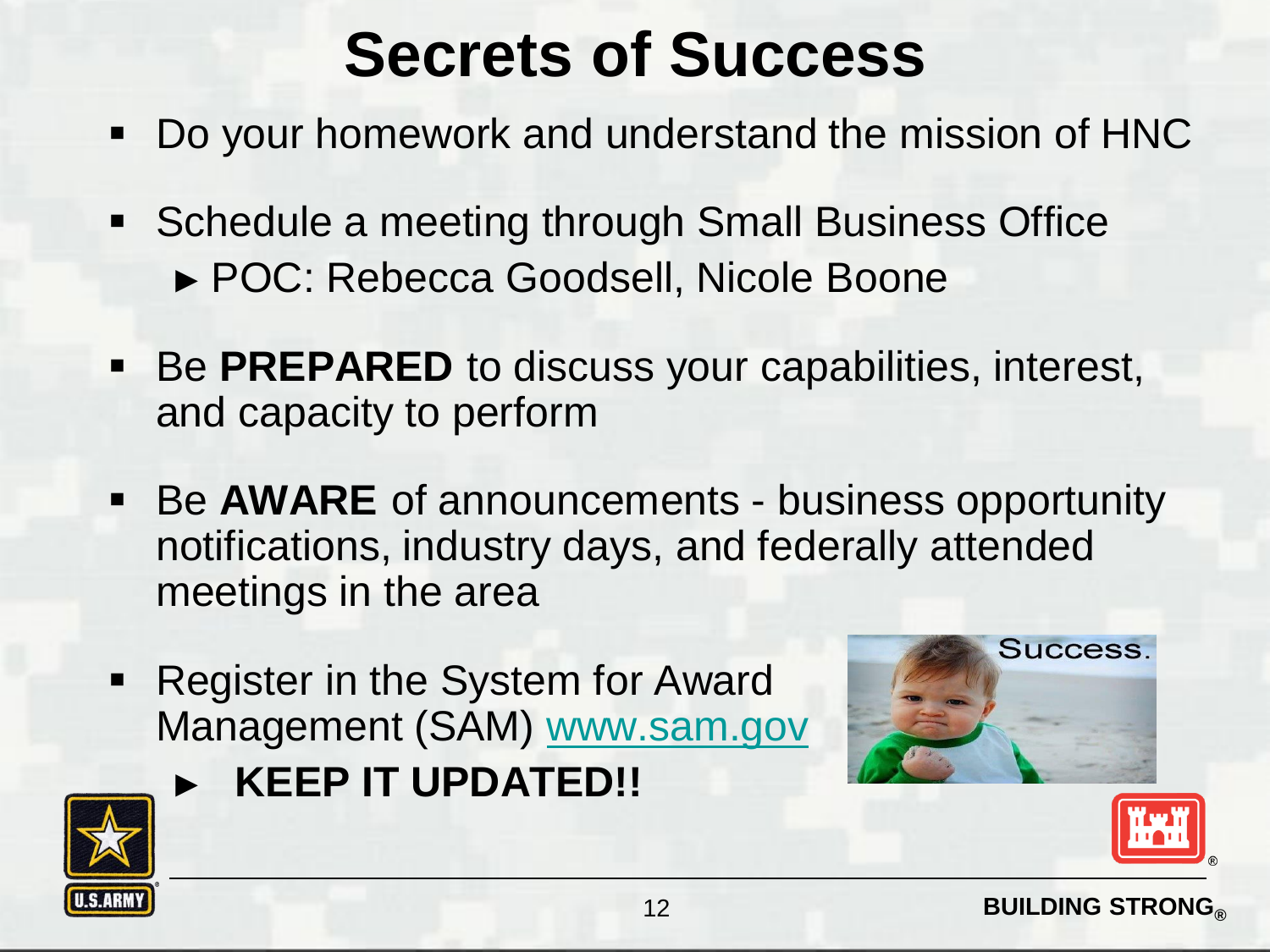# Secrets of Success

- Do your homework and understand the mission of HNC
- Schedule a meeting through Small Business Office
  - POC: Rebecca Goodsell, Nicole Boone
- Be **PREPARED** to discuss your capabilities, interest, and capacity to perform
- Be **AWARE** of announcements - business opportunity notifications, industry days, and federally attended meetings in the area
- Register in the System for Award Management (SAM) www.sam.gov
  - **KEEP IT UPDATED!!**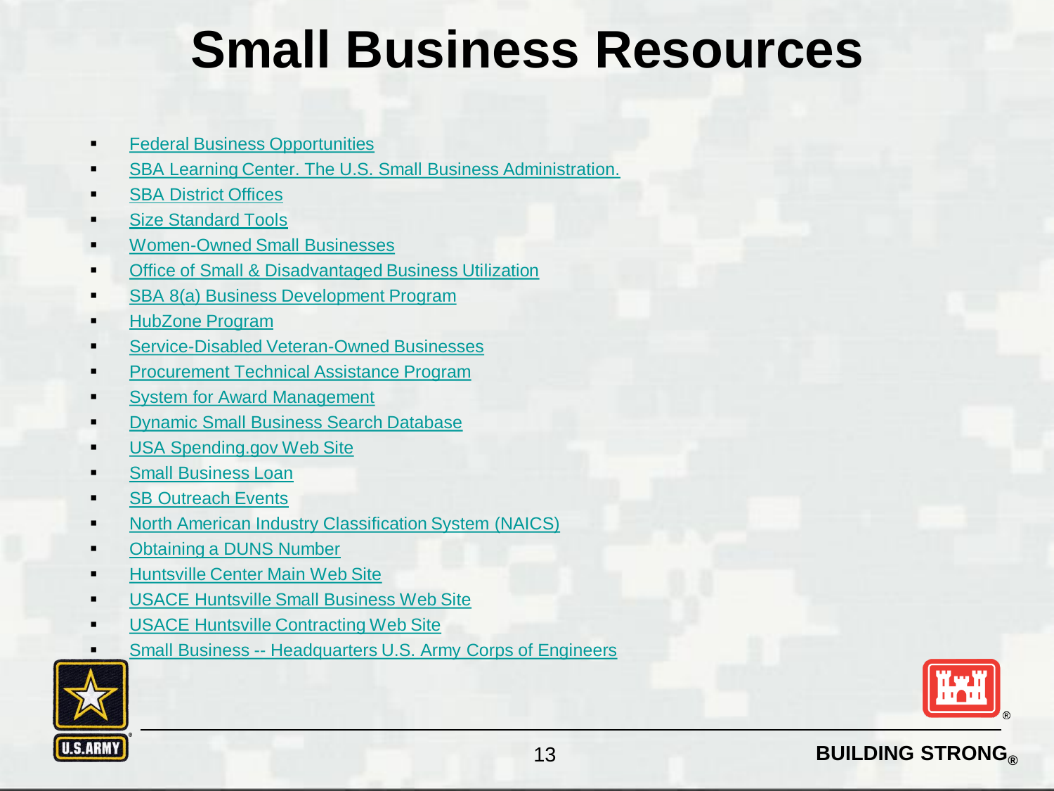# Small Business Resources

- Federal Business Opportunities
- SBA Learning Center. The U.S. Small Business Administration.
- SBA District Offices
- Size Standard Tools
- Women-Owned Small Businesses
- Office of Small & Disadvantaged Business Utilization
- SBA 8(a) Business Development Program
- HubZone Program
- Service-Disabled Veteran-Owned Businesses
- Procurement Technical Assistance Program
- System for Award Management
- Dynamic Small Business Search Database
- USA Spending.gov Web Site
- Small Business Loan
- SB Outreach Events
- North American Industry Classification System (NAICS)
- Obtaining a DUNS Number
- Huntsville Center Main Web Site
- USACE Huntsville Small Business Web Site
- USACE Huntsville Contracting Web Site
- Small Business -- Headquarters U.S. Army Corps of Engineers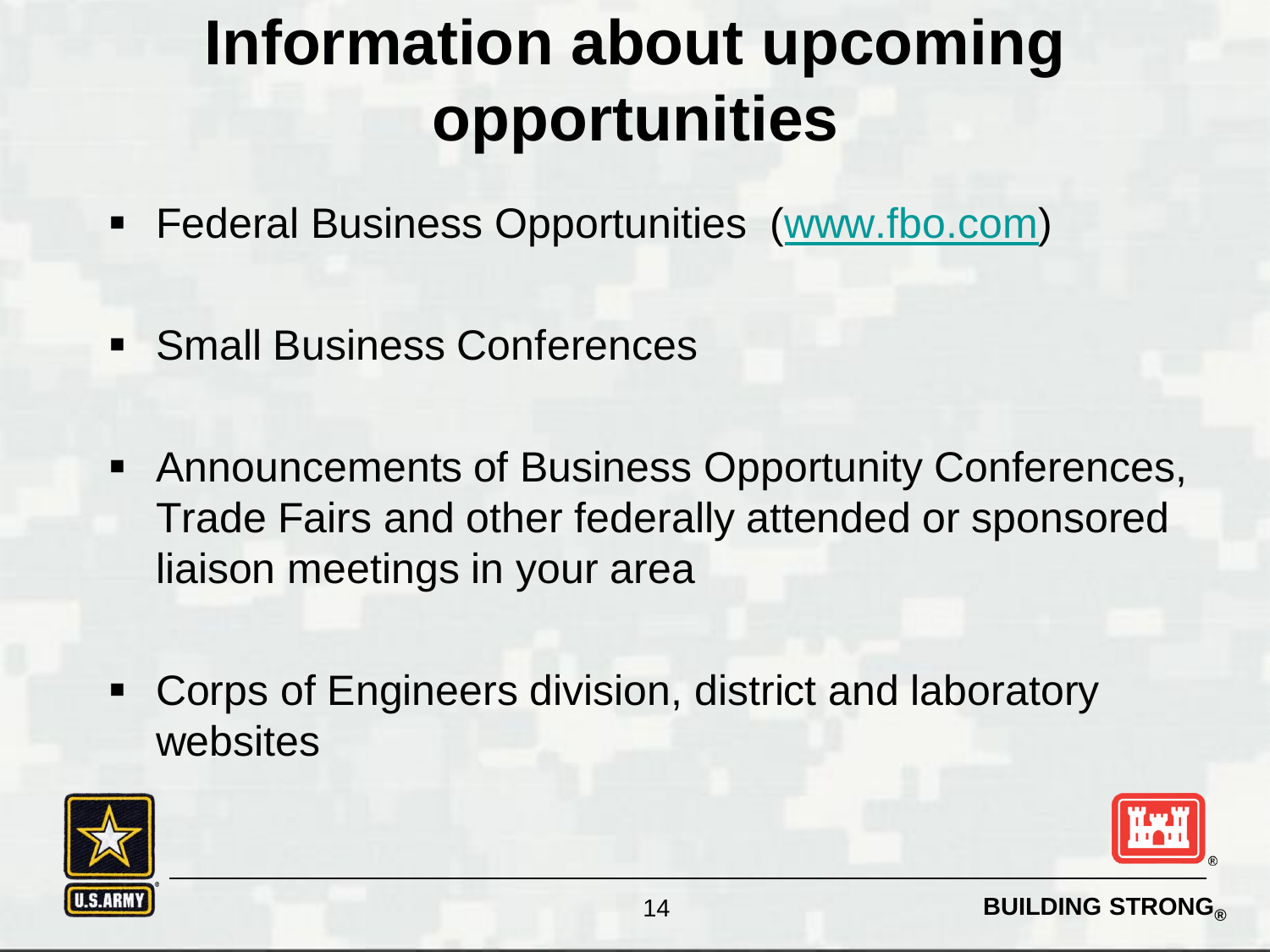# Information about upcoming opportunities

- Federal Business Opportunities (www.fbo.com)
- Small Business Conferences
- Announcements of Business Opportunity Conferences, Trade Fairs and other federally attended or sponsored liaison meetings in your area
- Corps of Engineers division, district and laboratory websites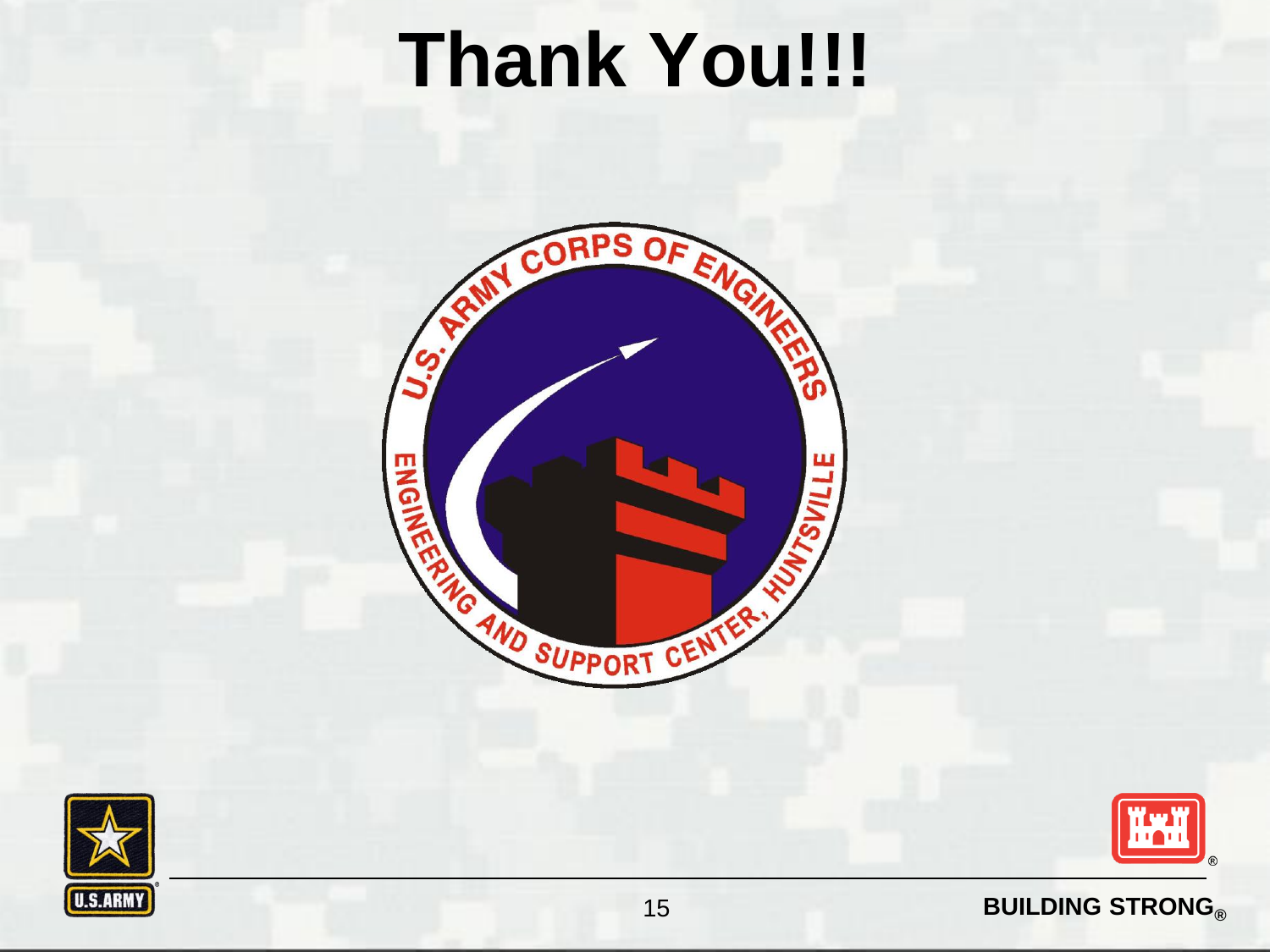# Thank You!!!